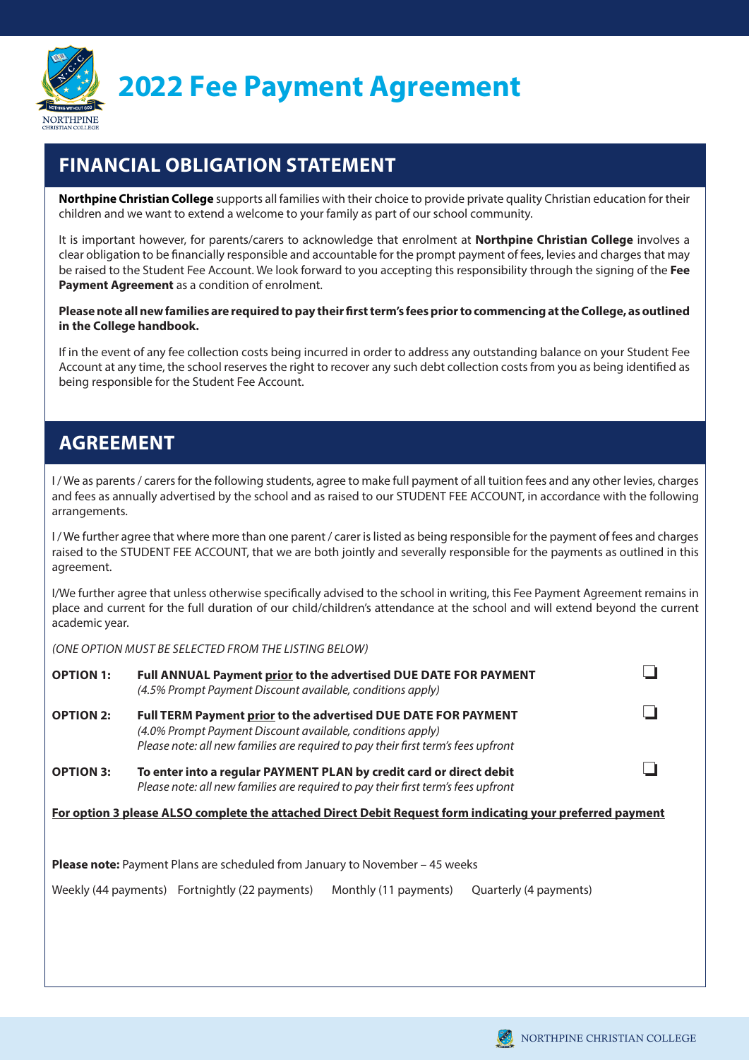# 2022 Fee Payment Agreement

## FINANCIAL OBLIGATION STATEMENT

**Northpine Christian College** supports all families with their choice to provide private quality Christian education for their children and we want to extend a welcome to your family as part of our school community.

It is important however, for parents/carers to acknowledge that enrolment at **Northpine Christian College** involves a clear obligation to be financially responsible and accountable for the prompt payment of fees, levies and charges that may be raised to the Student Fee Account. We look forward to you accepting this responsibility through the signing of the **Fee Payment Agreement** as a condition of enrolment.

**Please note all new families are required to pay their first term's fees prior to commencing at the College, as outlined in the College handbook.**

If in the event of any fee collection costs being incurred in order to address any outstanding balance on your Student Fee Account at any time, the school reserves the right to recover any such debt collection costs from you as being identified as being responsible for the Student Fee Account.

## AGREEMENT

I / We as parents / carers for the following students, agree to make full payment of all tuition fees and any other levies, charges and fees as annually advertised by the school and as raised to our STUDENT FEE ACCOUNT, in accordance with the following arrangements.

I / We further agree that where more than one parent / carer is listed as being responsible for the payment of fees and charges raised to the STUDENT FEE ACCOUNT, that we are both jointly and severally responsible for the payments as outlined in this agreement.

I/We further agree that unless otherwise specifically advised to the school in writing, this Fee Payment Agreement remains in place and current for the full duration of our child/children's attendance at the school and will extend beyond the current academic year.

*(ONE OPTION MUST BE SELECTED FROM THE LISTING BELOW)*

**OPTION 1:** **Full ANNUAL Payment prior to the advertised DUE DATE FOR PAYMENT** ☐
*(4.5% Prompt Payment Discount available, conditions apply)*

**OPTION 2:** **Full TERM Payment prior to the advertised DUE DATE FOR PAYMENT** ☐
*(4.0% Prompt Payment Discount available, conditions apply)*
*Please note: all new families are required to pay their first term's fees upfront*

**OPTION 3:** **To enter into a regular PAYMENT PLAN by credit card or direct debit** ☐
*Please note: all new families are required to pay their first term's fees upfront*

**For option 3 please ALSO complete the attached Direct Debit Request form indicating your preferred payment**

**Please note:** Payment Plans are scheduled from January to November – 45 weeks

Weekly (44 payments) Fortnightly (22 payments) Monthly (11 payments) Quarterly (4 payments)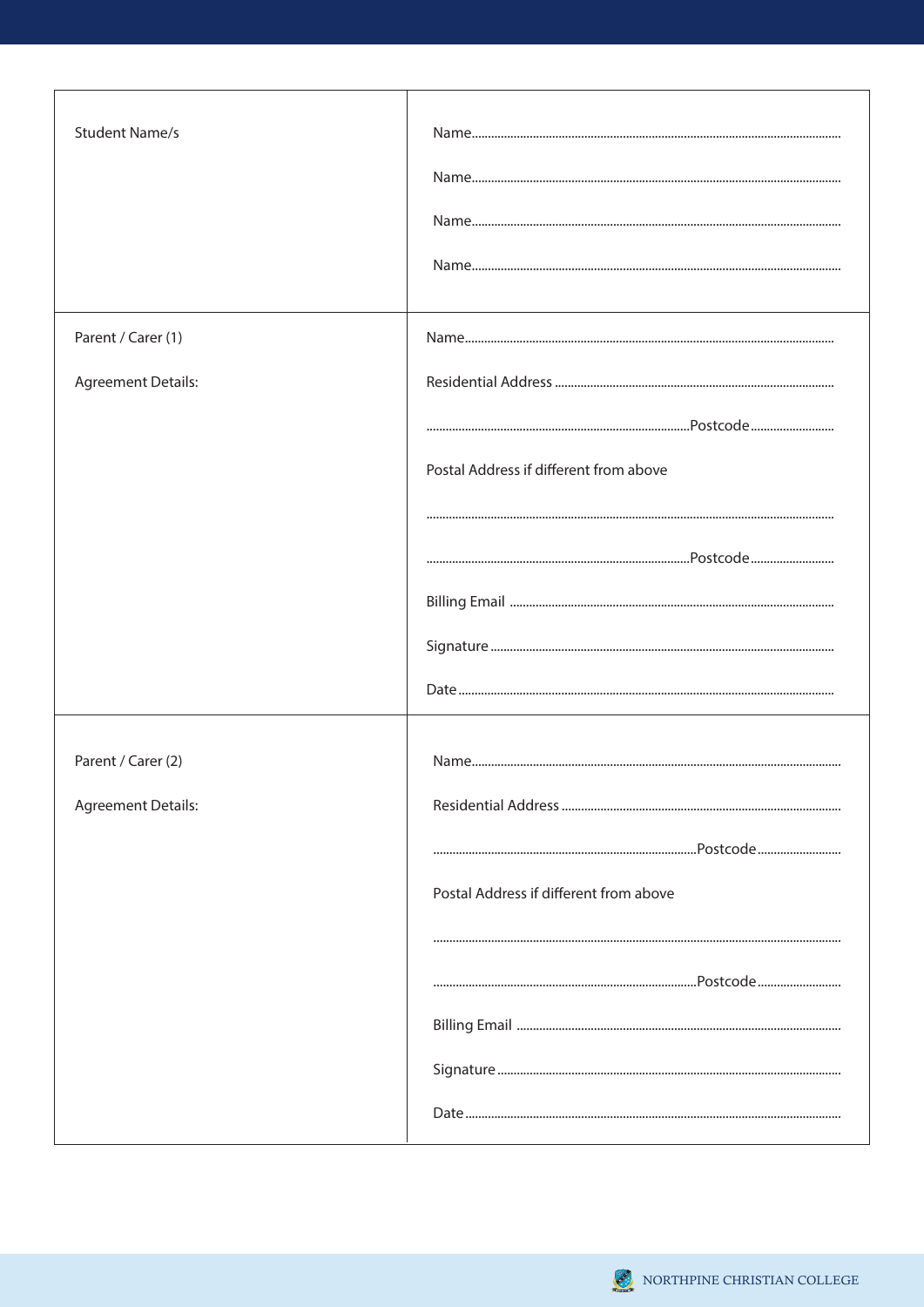| | |
|---|---|
| Student Name/s | Name.................................................................................................................<br><br>Name.................................................................................................................<br><br>Name.................................................................................................................<br><br>Name................................................................................................................. |
| Parent / Carer (1)<br><br>Agreement Details: | Name.................................................................................................................<br><br>Residential Address ......................................................................................<br><br>.................................................................................Postcode..........................<br><br>Postal Address if different from above<br><br>..............................................................................................................................<br><br>.................................................................................Postcode..........................<br><br>Billing Email ....................................................................................................<br><br>Signature ..........................................................................................................<br><br>Date .................................................................................................................... |
| Parent / Carer (2)<br><br>Agreement Details: | Name.................................................................................................................<br><br>Residential Address ......................................................................................<br><br>.................................................................................Postcode..........................<br><br>Postal Address if different from above<br><br>..............................................................................................................................<br><br>.................................................................................Postcode..........................<br><br>Billing Email ....................................................................................................<br><br>Signature ..........................................................................................................<br><br>Date .................................................................................................................... |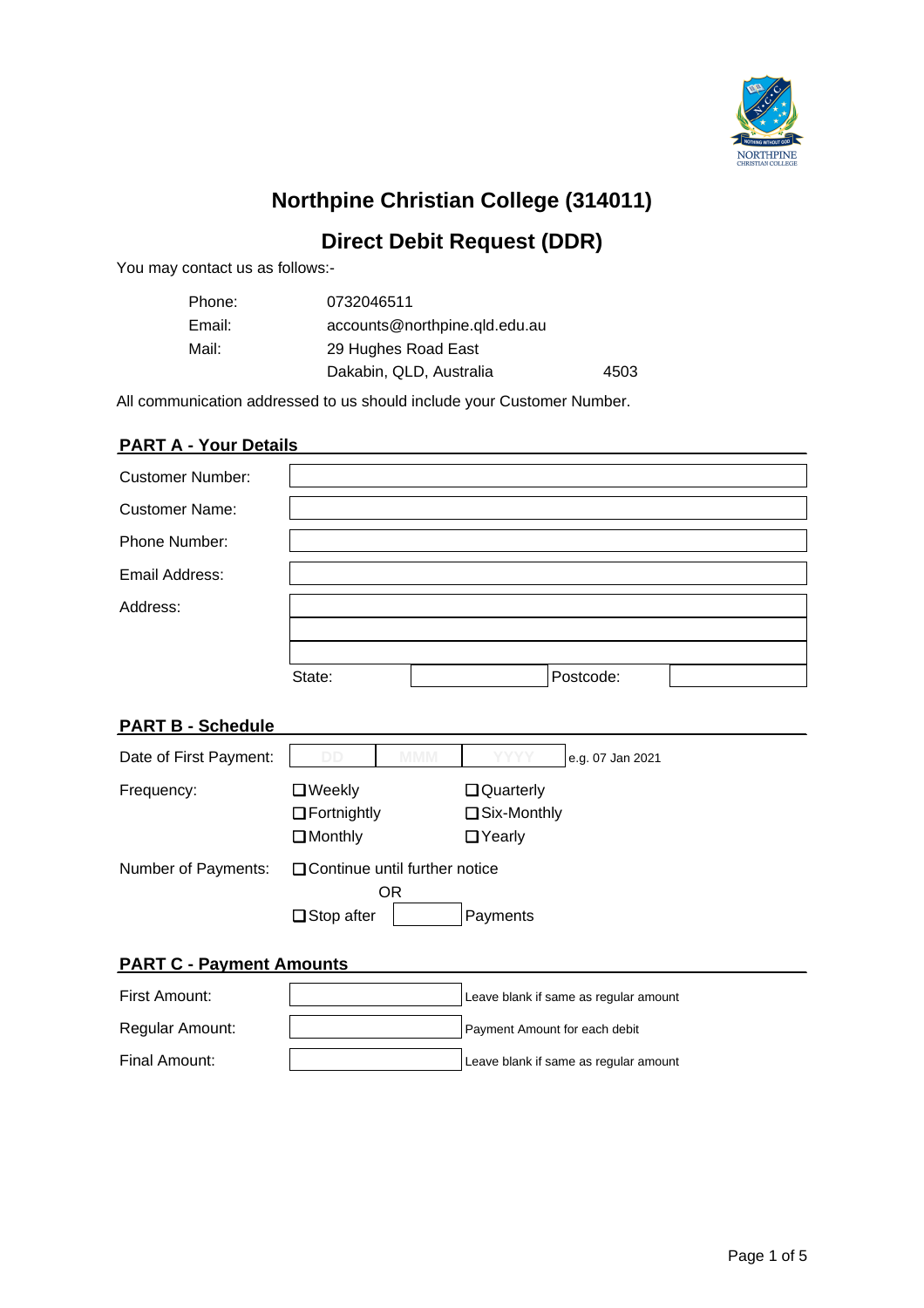# Northpine Christian College (314011)

## Direct Debit Request (DDR)

You may contact us as follows:-

| | |
|---|---|
| Phone: | 0732046511 |
| Email: | accounts@northpine.qld.edu.au |
| Mail: | 29 Hughes Road East |
| | Dakabin, QLD, Australia 4503 |

All communication addressed to us should include your Customer Number.

### PART A - Your Details

| | | | |
|---|---|---|---|
| Customer Number: | | | |
| Customer Name: | | | |
| Phone Number: | | | |
| Email Address: | | | |
| Address: | | | |
| | | | |
| | | | |
| | State: | | Postcode: |

### PART B - Schedule

Date of First Payment: DD MMM YYYY e.g. 07 Jan 2021

Frequency:

- ☐ Weekly
- ☐ Fortnightly
- ☐ Monthly
- ☐ Quarterly
- ☐ Six-Monthly
- ☐ Yearly

Number of Payments:

- ☐ Continue until further notice

OR

- ☐ Stop after ______ Payments

### PART C - Payment Amounts

| | | |
|---|---|---|
| First Amount: | | Leave blank if same as regular amount |
| Regular Amount: | | Payment Amount for each debit |
| Final Amount: | | Leave blank if same as regular amount |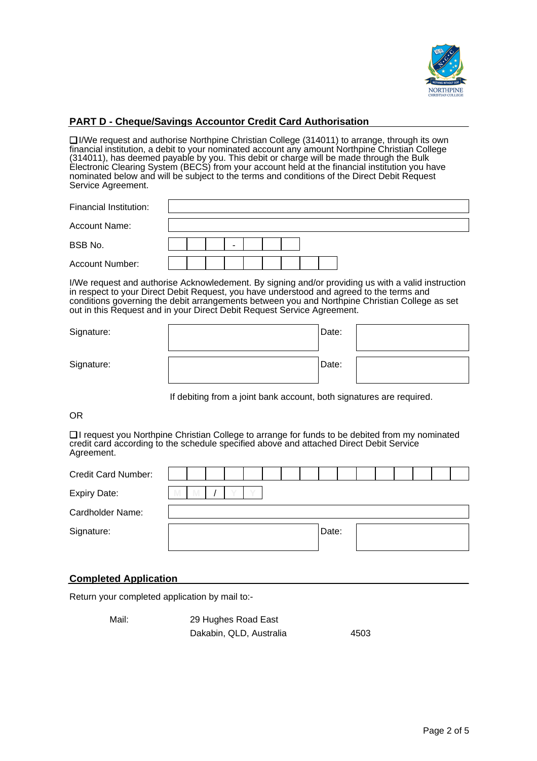## PART D - Cheque/Savings Accountor Credit Card Authorisation

☐ I/We request and authorise Northpine Christian College (314011) to arrange, through its own financial institution, a debit to your nominated account any amount Northpine Christian College (314011), has deemed payable by you. This debit or charge will be made through the Bulk Electronic Clearing System (BECS) from your account held at the financial institution you have nominated below and will be subject to the terms and conditions of the Direct Debit Request Service Agreement.

| | |
|---|---|
| Financial Institution: | |
| Account Name: | |
| BSB No. | _ _ _ - _ _ _ |
| Account Number: | _ _ _ _ _ _ _ _ _ |

I/We request and authorise Acknowledement. By signing and/or providing us with a valid instruction in respect to your Direct Debit Request, you have understood and agreed to the terms and conditions governing the debit arrangements between you and Northpine Christian College as set out in this Request and in your Direct Debit Request Service Agreement.

| | | | |
|---|---|---|---|
| Signature: | | Date: | |
| Signature: | | Date: | |

If debiting from a joint bank account, both signatures are required.

OR

☐ I request you Northpine Christian College to arrange for funds to be debited from my nominated credit card according to the schedule specified above and attached Direct Debit Service Agreement.

| | | | |
|---|---|---|---|
| Credit Card Number: | _ _ _ _ _ _ _ _ _ _ _ _ _ _ _ _ | | |
| Expiry Date: | M M / Y Y | | |
| Cardholder Name: | | | |
| Signature: | | Date: | |

## Completed Application

Return your completed application by mail to:-

Mail: 29 Hughes Road East
Dakabin, QLD, Australia 4503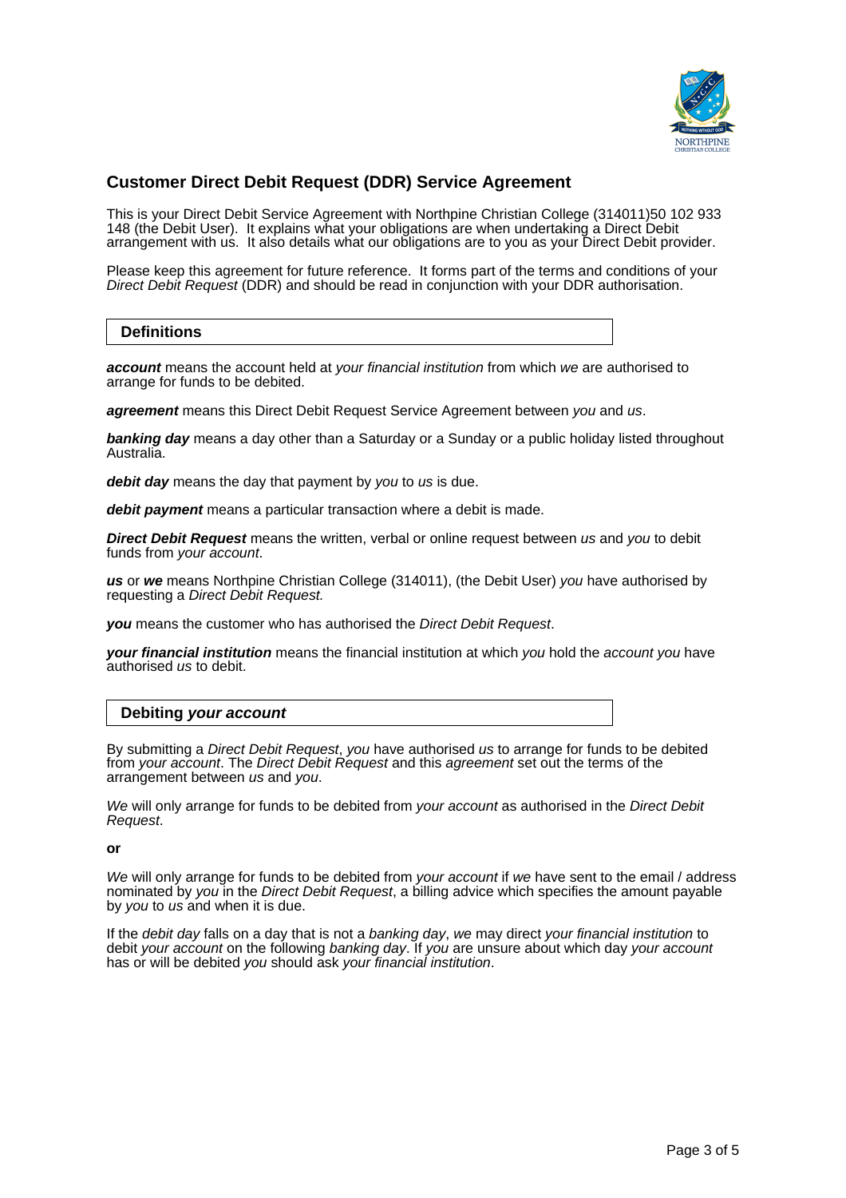## Customer Direct Debit Request (DDR) Service Agreement

This is your Direct Debit Service Agreement with Northpine Christian College (314011)50 102 933 148 (the Debit User). It explains what your obligations are when undertaking a Direct Debit arrangement with us. It also details what our obligations are to you as your Direct Debit provider.

Please keep this agreement for future reference. It forms part of the terms and conditions of your *Direct Debit Request* (DDR) and should be read in conjunction with your DDR authorisation.

### Definitions

***account*** means the account held at *your financial institution* from which *we* are authorised to arrange for funds to be debited.

***agreement*** means this Direct Debit Request Service Agreement between *you* and *us*.

***banking day*** means a day other than a Saturday or a Sunday or a public holiday listed throughout Australia.

***debit day*** means the day that payment by *you* to *us* is due.

***debit payment*** means a particular transaction where a debit is made.

***Direct Debit Request*** means the written, verbal or online request between *us* and *you* to debit funds from *your account*.

***us*** or ***we*** means Northpine Christian College (314011), (the Debit User) *you* have authorised by requesting a *Direct Debit Request*.

***you*** means the customer who has authorised the *Direct Debit Request*.

***your financial institution*** means the financial institution at which *you* hold the *account you* have authorised *us* to debit.

### Debiting *your account*

By submitting a *Direct Debit Request*, *you* have authorised *us* to arrange for funds to be debited from *your account*. The *Direct Debit Request* and this *agreement* set out the terms of the arrangement between *us* and *you*.

*We* will only arrange for funds to be debited from *your account* as authorised in the *Direct Debit Request*.

**or**

*We* will only arrange for funds to be debited from *your account* if *we* have sent to the email / address nominated by *you* in the *Direct Debit Request*, a billing advice which specifies the amount payable by *you* to *us* and when it is due.

If the *debit day* falls on a day that is not a *banking day*, *we* may direct *your financial institution* to debit *your account* on the following *banking day*. If *you* are unsure about which day *your account* has or will be debited *you* should ask *your financial institution*.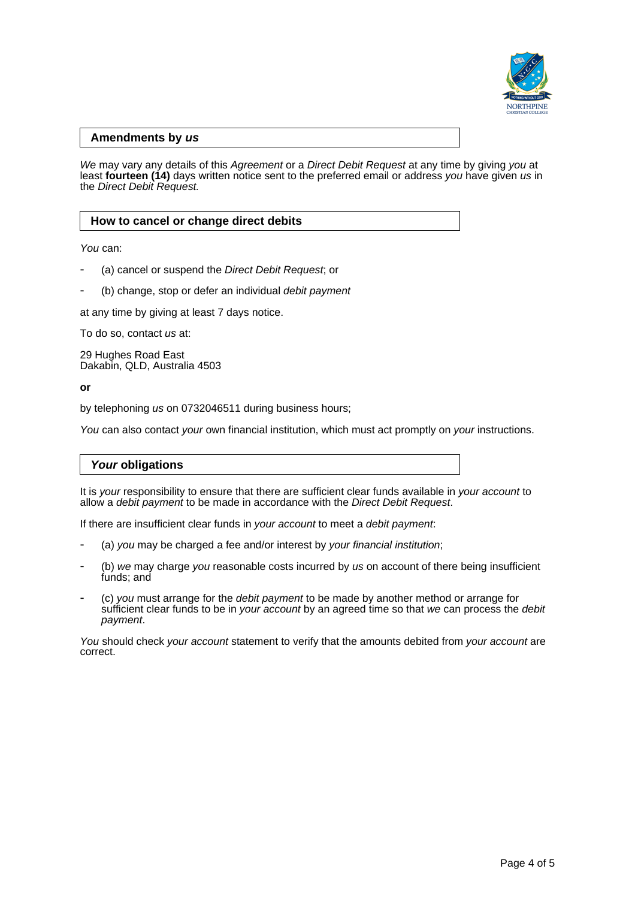## Amendments by *us*

*We* may vary any details of this *Agreement* or a *Direct Debit Request* at any time by giving *you* at least **fourteen (14)** days written notice sent to the preferred email or address *you* have given *us* in the *Direct Debit Request.*

## How to cancel or change direct debits

*You* can:

- (a) cancel or suspend the *Direct Debit Request*; or
- (b) change, stop or defer an individual *debit payment*

at any time by giving at least 7 days notice.

To do so, contact *us* at:

29 Hughes Road East
Dakabin, QLD, Australia 4503

**or**

by telephoning *us* on 0732046511 during business hours;

*You* can also contact *your* own financial institution, which must act promptly on *your* instructions.

## *Your* obligations

It is *your* responsibility to ensure that there are sufficient clear funds available in *your account* to allow a *debit payment* to be made in accordance with the *Direct Debit Request*.

If there are insufficient clear funds in *your account* to meet a *debit payment*:

- (a) *you* may be charged a fee and/or interest by *your financial institution*;
- (b) *we* may charge *you* reasonable costs incurred by *us* on account of there being insufficient funds; and
- (c) *you* must arrange for the *debit payment* to be made by another method or arrange for sufficient clear funds to be in *your account* by an agreed time so that *we* can process the *debit payment*.

*You* should check *your account* statement to verify that the amounts debited from *your account* are correct.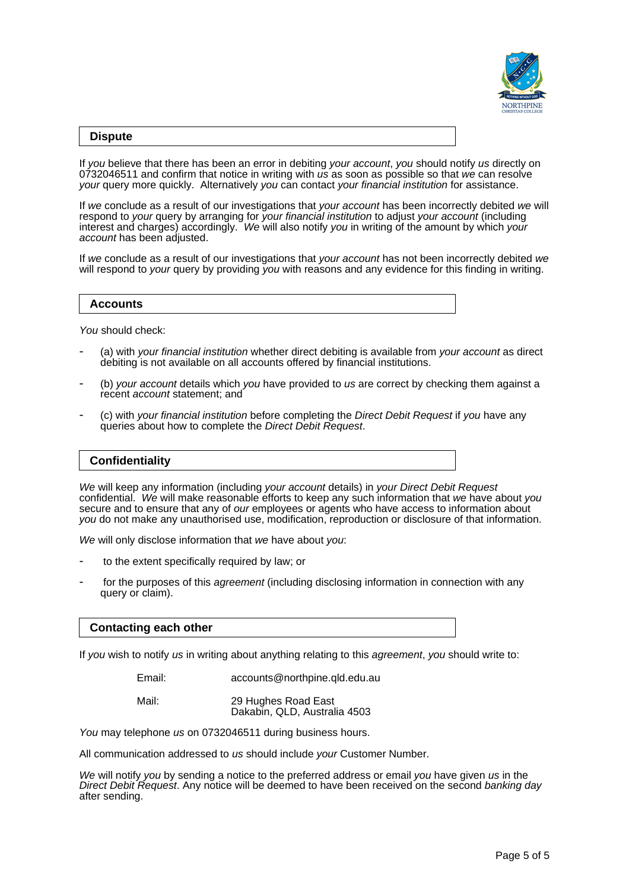## Dispute

If *you* believe that there has been an error in debiting *your account*, *you* should notify *us* directly on 0732046511 and confirm that notice in writing with *us* as soon as possible so that *we* can resolve *your* query more quickly. Alternatively *you* can contact *your financial institution* for assistance.

If *we* conclude as a result of our investigations that *your account* has been incorrectly debited *we* will respond to *your* query by arranging for *your financial institution* to adjust *your account* (including interest and charges) accordingly. *We* will also notify *you* in writing of the amount by which *your account* has been adjusted.

If *we* conclude as a result of our investigations that *your account* has not been incorrectly debited *we* will respond to *your* query by providing *you* with reasons and any evidence for this finding in writing.

## Accounts

*You* should check:

- (a) with *your financial institution* whether direct debiting is available from *your account* as direct debiting is not available on all accounts offered by financial institutions.
- (b) *your account* details which *you* have provided to *us* are correct by checking them against a recent *account* statement; and
- (c) with *your financial institution* before completing the *Direct Debit Request* if *you* have any queries about how to complete the *Direct Debit Request*.

## Confidentiality

*We* will keep any information (including *your account* details) in *your Direct Debit Request* confidential. *We* will make reasonable efforts to keep any such information that *we* have about *you* secure and to ensure that any of *our* employees or agents who have access to information about *you* do not make any unauthorised use, modification, reproduction or disclosure of that information.

*We* will only disclose information that *we* have about *you*:

- to the extent specifically required by law; or
- for the purposes of this *agreement* (including disclosing information in connection with any query or claim).

## Contacting each other

If *you* wish to notify *us* in writing about anything relating to this *agreement*, *you* should write to:

Email: accounts@northpine.qld.edu.au

Mail: 29 Hughes Road East
Dakabin, QLD, Australia 4503

*You* may telephone *us* on 0732046511 during business hours.

All communication addressed to *us* should include *your* Customer Number.

*We* will notify *you* by sending a notice to the preferred address or email *you* have given *us* in the *Direct Debit Request*. Any notice will be deemed to have been received on the second *banking day* after sending.